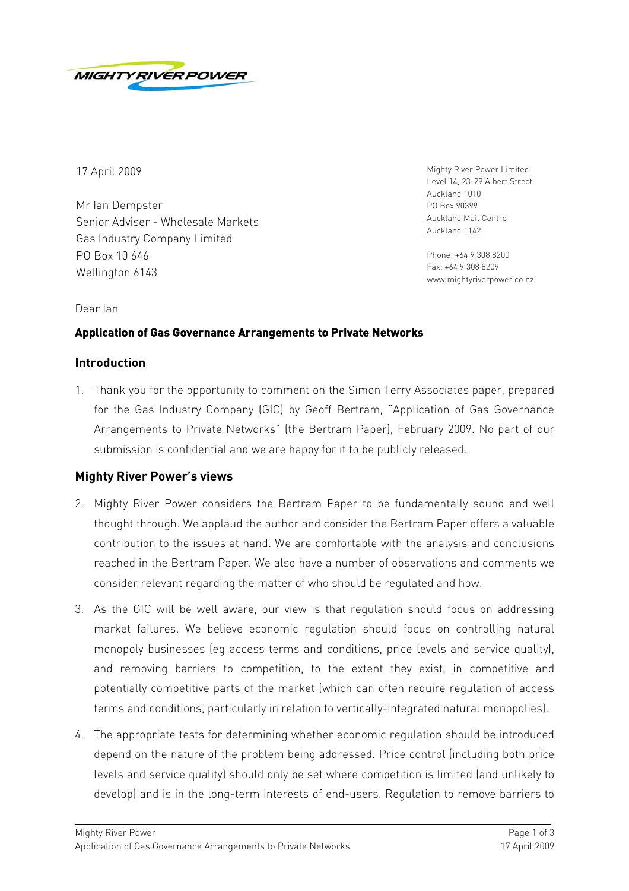MIGHTY RIVER POWER

17 April 2009

Mr Ian Dempster
Senior Adviser - Wholesale Markets
Gas Industry Company Limited
PO Box 10 646
Wellington 6143

Mighty River Power Limited
Level 14, 23-29 Albert Street
Auckland 1010
PO Box 90399
Auckland Mail Centre
Auckland 1142

Phone: +64 9 308 8200
Fax: +64 9 308 8209
www.mightyriverpower.co.nz

Dear Ian

**Application of Gas Governance Arrangements to Private Networks**

## Introduction

1. Thank you for the opportunity to comment on the Simon Terry Associates paper, prepared for the Gas Industry Company (GIC) by Geoff Bertram, "Application of Gas Governance Arrangements to Private Networks" (the Bertram Paper), February 2009. No part of our submission is confidential and we are happy for it to be publicly released.

## Mighty River Power's views

2. Mighty River Power considers the Bertram Paper to be fundamentally sound and well thought through. We applaud the author and consider the Bertram Paper offers a valuable contribution to the issues at hand. We are comfortable with the analysis and conclusions reached in the Bertram Paper. We also have a number of observations and comments we consider relevant regarding the matter of who should be regulated and how.

3. As the GIC will be well aware, our view is that regulation should focus on addressing market failures. We believe economic regulation should focus on controlling natural monopoly businesses (eg access terms and conditions, price levels and service quality), and removing barriers to competition, to the extent they exist, in competitive and potentially competitive parts of the market (which can often require regulation of access terms and conditions, particularly in relation to vertically-integrated natural monopolies).

4. The appropriate tests for determining whether economic regulation should be introduced depend on the nature of the problem being addressed. Price control (including both price levels and service quality) should only be set where competition is limited (and unlikely to develop) and is in the long-term interests of end-users. Regulation to remove barriers to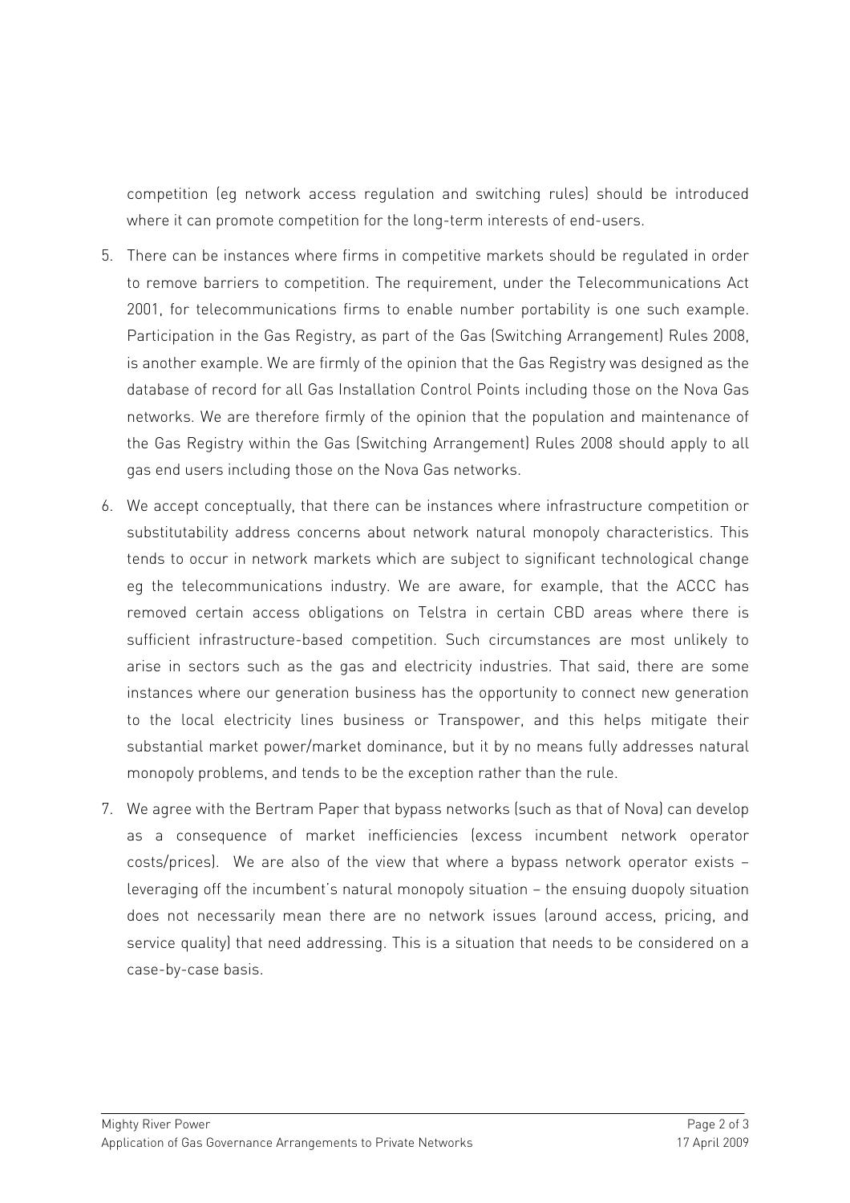competition (eg network access regulation and switching rules) should be introduced where it can promote competition for the long-term interests of end-users.

5. There can be instances where firms in competitive markets should be regulated in order to remove barriers to competition. The requirement, under the Telecommunications Act 2001, for telecommunications firms to enable number portability is one such example. Participation in the Gas Registry, as part of the Gas (Switching Arrangement) Rules 2008, is another example. We are firmly of the opinion that the Gas Registry was designed as the database of record for all Gas Installation Control Points including those on the Nova Gas networks. We are therefore firmly of the opinion that the population and maintenance of the Gas Registry within the Gas (Switching Arrangement) Rules 2008 should apply to all gas end users including those on the Nova Gas networks.

6. We accept conceptually, that there can be instances where infrastructure competition or substitutability address concerns about network natural monopoly characteristics. This tends to occur in network markets which are subject to significant technological change eg the telecommunications industry. We are aware, for example, that the ACCC has removed certain access obligations on Telstra in certain CBD areas where there is sufficient infrastructure-based competition. Such circumstances are most unlikely to arise in sectors such as the gas and electricity industries. That said, there are some instances where our generation business has the opportunity to connect new generation to the local electricity lines business or Transpower, and this helps mitigate their substantial market power/market dominance, but it by no means fully addresses natural monopoly problems, and tends to be the exception rather than the rule.

7. We agree with the Bertram Paper that bypass networks (such as that of Nova) can develop as a consequence of market inefficiencies (excess incumbent network operator costs/prices). We are also of the view that where a bypass network operator exists – leveraging off the incumbent's natural monopoly situation – the ensuing duopoly situation does not necessarily mean there are no network issues (around access, pricing, and service quality) that need addressing. This is a situation that needs to be considered on a case-by-case basis.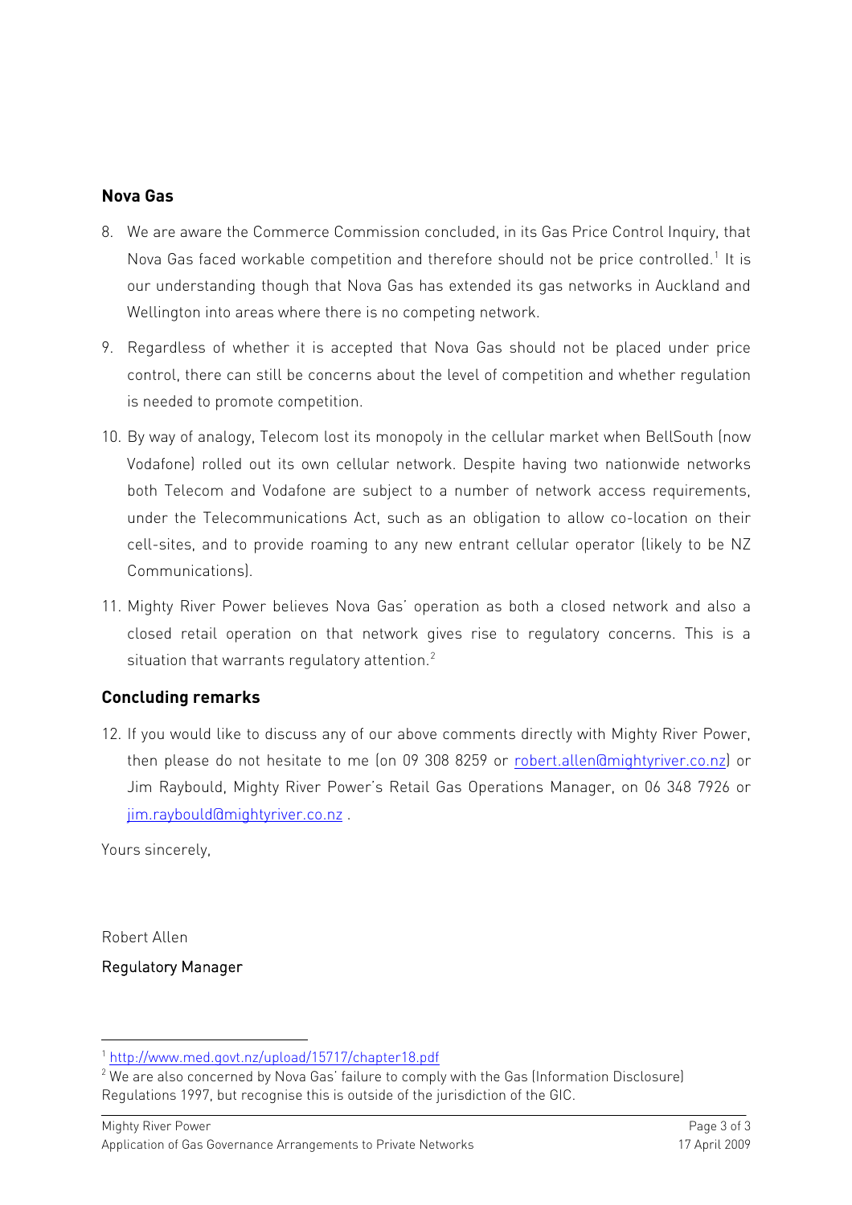## Nova Gas

8. We are aware the Commerce Commission concluded, in its Gas Price Control Inquiry, that Nova Gas faced workable competition and therefore should not be price controlled.[1] It is our understanding though that Nova Gas has extended its gas networks in Auckland and Wellington into areas where there is no competing network.

9. Regardless of whether it is accepted that Nova Gas should not be placed under price control, there can still be concerns about the level of competition and whether regulation is needed to promote competition.

10. By way of analogy, Telecom lost its monopoly in the cellular market when BellSouth (now Vodafone) rolled out its own cellular network. Despite having two nationwide networks both Telecom and Vodafone are subject to a number of network access requirements, under the Telecommunications Act, such as an obligation to allow co-location on their cell-sites, and to provide roaming to any new entrant cellular operator (likely to be NZ Communications).

11. Mighty River Power believes Nova Gas' operation as both a closed network and also a closed retail operation on that network gives rise to regulatory concerns. This is a situation that warrants regulatory attention.[2]

## Concluding remarks

12. If you would like to discuss any of our above comments directly with Mighty River Power, then please do not hesitate to me (on 09 308 8259 or robert.allen@mightyriver.co.nz) or Jim Raybould, Mighty River Power's Retail Gas Operations Manager, on 06 348 7926 or jim.raybould@mightyriver.co.nz .

Yours sincerely,

Robert Allen

Regulatory Manager

---

[1] http://www.med.govt.nz/upload/15717/chapter18.pdf

[2] We are also concerned by Nova Gas' failure to comply with the Gas (Information Disclosure) Regulations 1997, but recognise this is outside of the jurisdiction of the GIC.